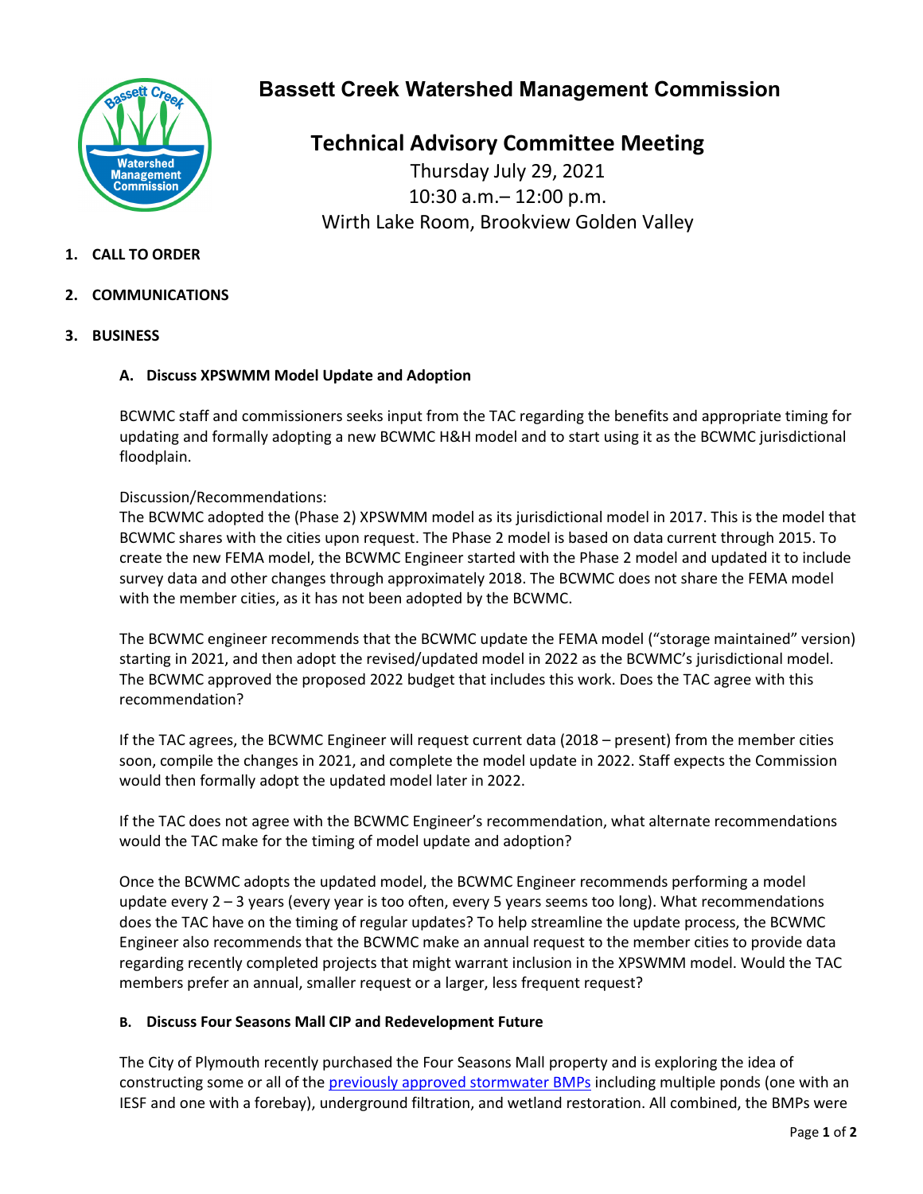# Bassett Creek Watershed Management Commission

## Technical Advisory Committee Meeting

Thursday July 29, 2021
10:30 a.m.– 12:00 p.m.
Wirth Lake Room, Brookview Golden Valley

1. **CALL TO ORDER**

2. **COMMUNICATIONS**

3. **BUSINESS**

### A. Discuss XPSWMM Model Update and Adoption

BCWMC staff and commissioners seeks input from the TAC regarding the benefits and appropriate timing for updating and formally adopting a new BCWMC H&H model and to start using it as the BCWMC jurisdictional floodplain.

Discussion/Recommendations:
The BCWMC adopted the (Phase 2) XPSWMM model as its jurisdictional model in 2017. This is the model that BCWMC shares with the cities upon request. The Phase 2 model is based on data current through 2015. To create the new FEMA model, the BCWMC Engineer started with the Phase 2 model and updated it to include survey data and other changes through approximately 2018. The BCWMC does not share the FEMA model with the member cities, as it has not been adopted by the BCWMC.

The BCWMC engineer recommends that the BCWMC update the FEMA model ("storage maintained" version) starting in 2021, and then adopt the revised/updated model in 2022 as the BCWMC's jurisdictional model. The BCWMC approved the proposed 2022 budget that includes this work. Does the TAC agree with this recommendation?

If the TAC agrees, the BCWMC Engineer will request current data (2018 – present) from the member cities soon, compile the changes in 2021, and complete the model update in 2022. Staff expects the Commission would then formally adopt the updated model later in 2022.

If the TAC does not agree with the BCWMC Engineer's recommendation, what alternate recommendations would the TAC make for the timing of model update and adoption?

Once the BCWMC adopts the updated model, the BCWMC Engineer recommends performing a model update every 2 – 3 years (every year is too often, every 5 years seems too long). What recommendations does the TAC have on the timing of regular updates? To help streamline the update process, the BCWMC Engineer also recommends that the BCWMC make an annual request to the member cities to provide data regarding recently completed projects that might warrant inclusion in the XPSWMM model. Would the TAC members prefer an annual, smaller request or a larger, less frequent request?

### B. Discuss Four Seasons Mall CIP and Redevelopment Future

The City of Plymouth recently purchased the Four Seasons Mall property and is exploring the idea of constructing some or all of the previously approved stormwater BMPs including multiple ponds (one with an IESF and one with a forebay), underground filtration, and wetland restoration. All combined, the BMPs were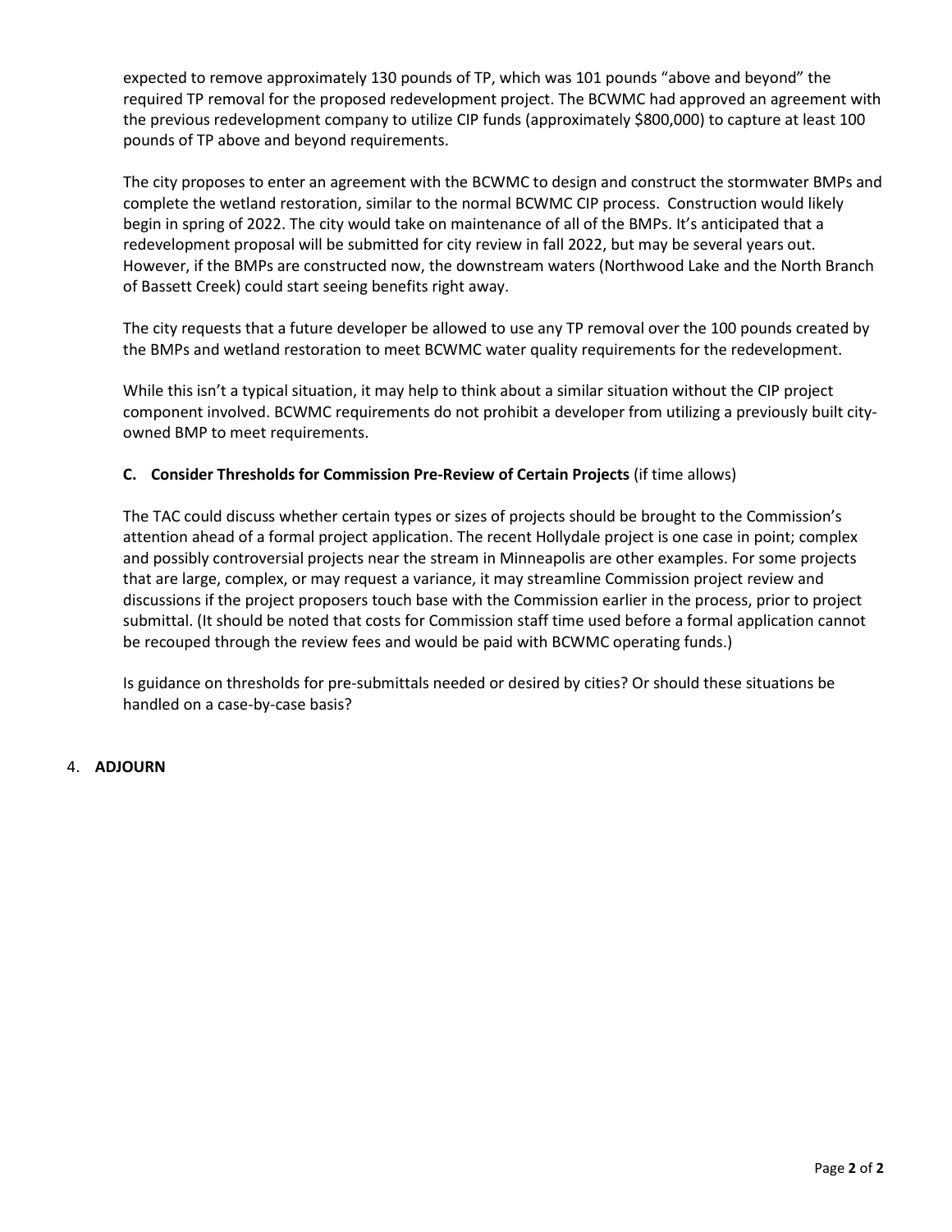expected to remove approximately 130 pounds of TP, which was 101 pounds "above and beyond" the required TP removal for the proposed redevelopment project. The BCWMC had approved an agreement with the previous redevelopment company to utilize CIP funds (approximately $800,000) to capture at least 100 pounds of TP above and beyond requirements.

The city proposes to enter an agreement with the BCWMC to design and construct the stormwater BMPs and complete the wetland restoration, similar to the normal BCWMC CIP process. Construction would likely begin in spring of 2022. The city would take on maintenance of all of the BMPs. It's anticipated that a redevelopment proposal will be submitted for city review in fall 2022, but may be several years out. However, if the BMPs are constructed now, the downstream waters (Northwood Lake and the North Branch of Bassett Creek) could start seeing benefits right away.

The city requests that a future developer be allowed to use any TP removal over the 100 pounds created by the BMPs and wetland restoration to meet BCWMC water quality requirements for the redevelopment.

While this isn't a typical situation, it may help to think about a similar situation without the CIP project component involved. BCWMC requirements do not prohibit a developer from utilizing a previously built city-owned BMP to meet requirements.

**C. Consider Thresholds for Commission Pre-Review of Certain Projects** (if time allows)

The TAC could discuss whether certain types or sizes of projects should be brought to the Commission's attention ahead of a formal project application. The recent Hollydale project is one case in point; complex and possibly controversial projects near the stream in Minneapolis are other examples. For some projects that are large, complex, or may request a variance, it may streamline Commission project review and discussions if the project proposers touch base with the Commission earlier in the process, prior to project submittal. (It should be noted that costs for Commission staff time used before a formal application cannot be recouped through the review fees and would be paid with BCWMC operating funds.)

Is guidance on thresholds for pre-submittals needed or desired by cities? Or should these situations be handled on a case-by-case basis?

4. **ADJOURN**